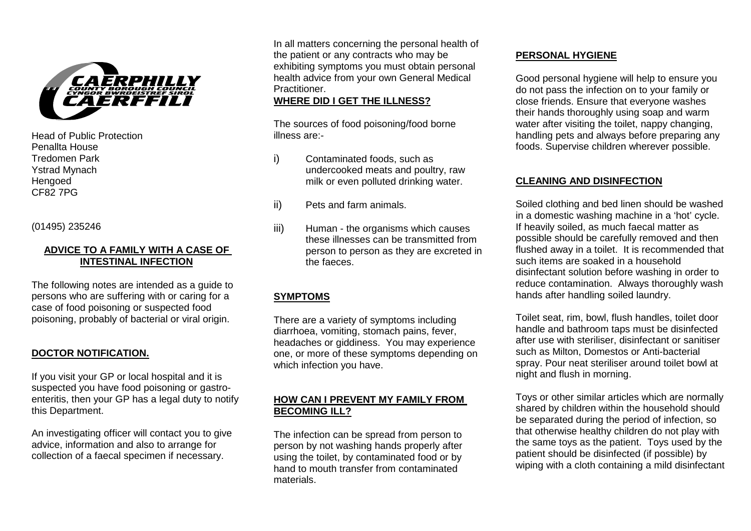Head of Public Protection
Penallta House
Tredomen Park
Ystrad Mynach
Hengoed
CF82 7PG

(01495) 235246

## ADVICE TO A FAMILY WITH A CASE OF INTESTINAL INFECTION

The following notes are intended as a guide to persons who are suffering with or caring for a case of food poisoning or suspected food poisoning, probably of bacterial or viral origin.

## DOCTOR NOTIFICATION.

If you visit your GP or local hospital and it is suspected you have food poisoning or gastro-enteritis, then your GP has a legal duty to notify this Department.

An investigating officer will contact you to give advice, information and also to arrange for collection of a faecal specimen if necessary.

In all matters concerning the personal health of the patient or any contracts who may be exhibiting symptoms you must obtain personal health advice from your own General Medical Practitioner.

## WHERE DID I GET THE ILLNESS?

The sources of food poisoning/food borne illness are:-

i) Contaminated foods, such as undercooked meats and poultry, raw milk or even polluted drinking water.

ii) Pets and farm animals.

iii) Human - the organisms which causes these illnesses can be transmitted from person to person as they are excreted in the faeces.

## SYMPTOMS

There are a variety of symptoms including diarrhoea, vomiting, stomach pains, fever, headaches or giddiness. You may experience one, or more of these symptoms depending on which infection you have.

## HOW CAN I PREVENT MY FAMILY FROM BECOMING ILL?

The infection can be spread from person to person by not washing hands properly after using the toilet, by contaminated food or by hand to mouth transfer from contaminated materials.

## PERSONAL HYGIENE

Good personal hygiene will help to ensure you do not pass the infection on to your family or close friends. Ensure that everyone washes their hands thoroughly using soap and warm water after visiting the toilet, nappy changing, handling pets and always before preparing any foods. Supervise children wherever possible.

## CLEANING AND DISINFECTION

Soiled clothing and bed linen should be washed in a domestic washing machine in a 'hot' cycle. If heavily soiled, as much faecal matter as possible should be carefully removed and then flushed away in a toilet. It is recommended that such items are soaked in a household disinfectant solution before washing in order to reduce contamination. Always thoroughly wash hands after handling soiled laundry.

Toilet seat, rim, bowl, flush handles, toilet door handle and bathroom taps must be disinfected after use with steriliser, disinfectant or sanitiser such as Milton, Domestos or Anti-bacterial spray. Pour neat steriliser around toilet bowl at night and flush in morning.

Toys or other similar articles which are normally shared by children within the household should be separated during the period of infection, so that otherwise healthy children do not play with the same toys as the patient. Toys used by the patient should be disinfected (if possible) by wiping with a cloth containing a mild disinfectant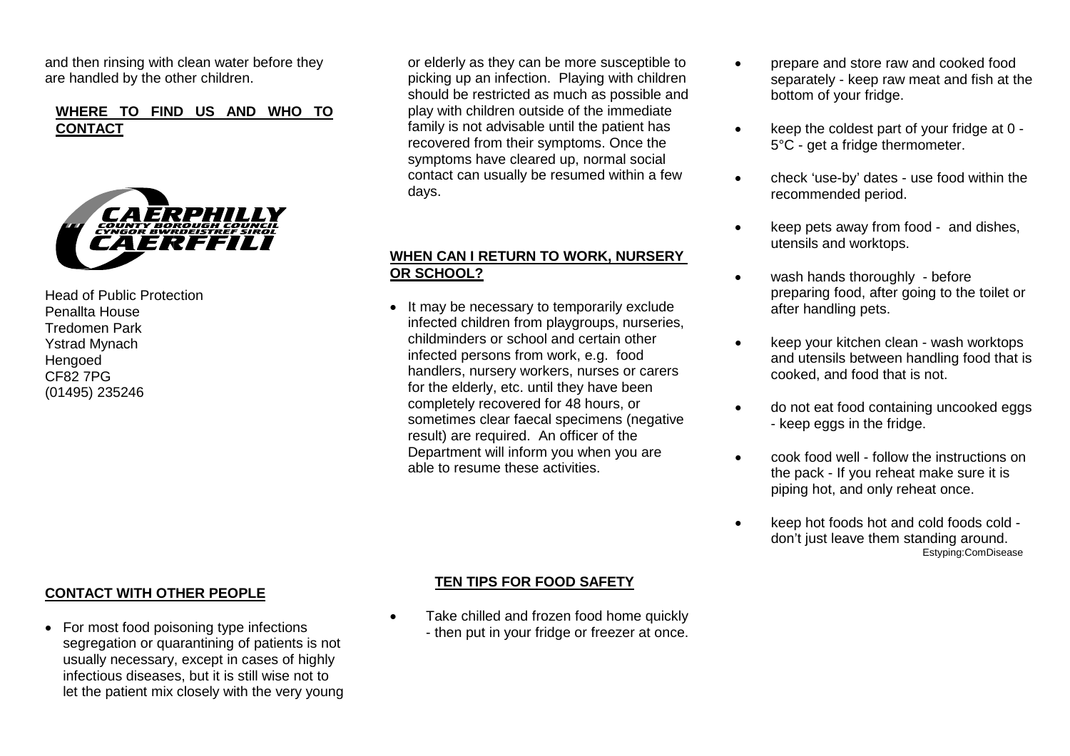and then rinsing with clean water before they are handled by the other children.

**WHERE TO FIND US AND WHO TO CONTACT**

CAERPHILLY
COUNTY BOROUGH COUNCIL
CYNGOR BWRDEISTREF SIROL
CAERFFILI

Head of Public Protection
Penallta House
Tredomen Park
Ystrad Mynach
Hengoed
CF82 7PG
(01495) 235246

**CONTACT WITH OTHER PEOPLE**

- For most food poisoning type infections segregation or quarantining of patients is not usually necessary, except in cases of highly infectious diseases, but it is still wise not to let the patient mix closely with the very young or elderly as they can be more susceptible to picking up an infection. Playing with children should be restricted as much as possible and play with children outside of the immediate family is not advisable until the patient has recovered from their symptoms. Once the symptoms have cleared up, normal social contact can usually be resumed within a few days.

**WHEN CAN I RETURN TO WORK, NURSERY OR SCHOOL?**

- It may be necessary to temporarily exclude infected children from playgroups, nurseries, childminders or school and certain other infected persons from work, e.g. food handlers, nursery workers, nurses or carers for the elderly, etc. until they have been completely recovered for 48 hours, or sometimes clear faecal specimens (negative result) are required. An officer of the Department will inform you when you are able to resume these activities.

**TEN TIPS FOR FOOD SAFETY**

- Take chilled and frozen food home quickly - then put in your fridge or freezer at once.
- prepare and store raw and cooked food separately - keep raw meat and fish at the bottom of your fridge.
- keep the coldest part of your fridge at 0 - 5°C - get a fridge thermometer.
- check 'use-by' dates - use food within the recommended period.
- keep pets away from food - and dishes, utensils and worktops.
- wash hands thoroughly - before preparing food, after going to the toilet or after handling pets.
- keep your kitchen clean - wash worktops and utensils between handling food that is cooked, and food that is not.
- do not eat food containing uncooked eggs - keep eggs in the fridge.
- cook food well - follow the instructions on the pack - If you reheat make sure it is piping hot, and only reheat once.
- keep hot foods hot and cold foods cold - don't just leave them standing around.

Estyping:ComDisease